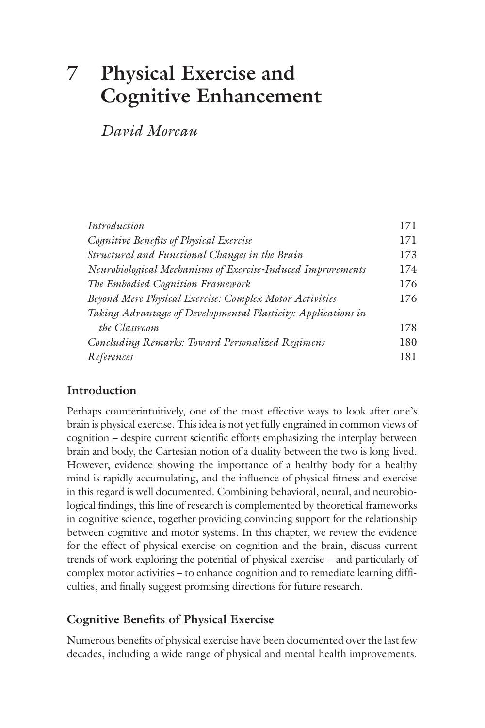# 7 Physical Exercise and Cognitive Enhancement

*David Moreau*

| | |
|---|---|
| *Introduction* | 171 |
| *Cognitive Benefits of Physical Exercise* | 171 |
| *Structural and Functional Changes in the Brain* | 173 |
| *Neurobiological Mechanisms of Exercise-Induced Improvements* | 174 |
| *The Embodied Cognition Framework* | 176 |
| *Beyond Mere Physical Exercise: Complex Motor Activities* | 176 |
| *Taking Advantage of Developmental Plasticity: Applications in the Classroom* | 178 |
| *Concluding Remarks: Toward Personalized Regimens* | 180 |
| *References* | 181 |

## Introduction

Perhaps counterintuitively, one of the most effective ways to look after one's brain is physical exercise. This idea is not yet fully engrained in common views of cognition – despite current scientific efforts emphasizing the interplay between brain and body, the Cartesian notion of a duality between the two is long-lived. However, evidence showing the importance of a healthy body for a healthy mind is rapidly accumulating, and the influence of physical fitness and exercise in this regard is well documented. Combining behavioral, neural, and neurobiological findings, this line of research is complemented by theoretical frameworks in cognitive science, together providing convincing support for the relationship between cognitive and motor systems. In this chapter, we review the evidence for the effect of physical exercise on cognition and the brain, discuss current trends of work exploring the potential of physical exercise – and particularly of complex motor activities – to enhance cognition and to remediate learning difficulties, and finally suggest promising directions for future research.

## Cognitive Benefits of Physical Exercise

Numerous benefits of physical exercise have been documented over the last few decades, including a wide range of physical and mental health improvements.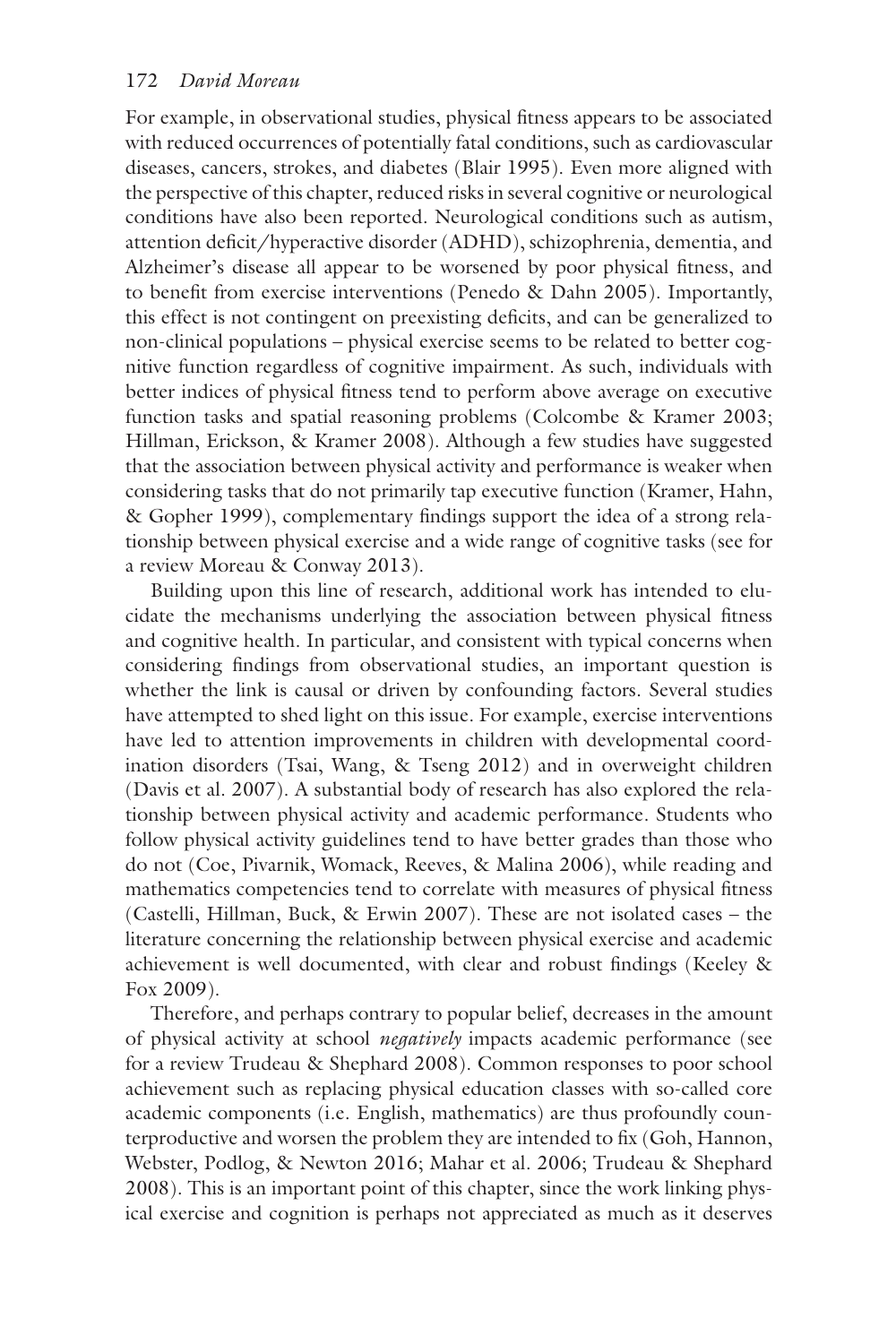For example, in observational studies, physical fitness appears to be associated with reduced occurrences of potentially fatal conditions, such as cardiovascular diseases, cancers, strokes, and diabetes (Blair 1995). Even more aligned with the perspective of this chapter, reduced risks in several cognitive or neurological conditions have also been reported. Neurological conditions such as autism, attention deficit/hyperactive disorder (ADHD), schizophrenia, dementia, and Alzheimer's disease all appear to be worsened by poor physical fitness, and to benefit from exercise interventions (Penedo & Dahn 2005). Importantly, this effect is not contingent on preexisting deficits, and can be generalized to non-clinical populations – physical exercise seems to be related to better cognitive function regardless of cognitive impairment. As such, individuals with better indices of physical fitness tend to perform above average on executive function tasks and spatial reasoning problems (Colcombe & Kramer 2003; Hillman, Erickson, & Kramer 2008). Although a few studies have suggested that the association between physical activity and performance is weaker when considering tasks that do not primarily tap executive function (Kramer, Hahn, & Gopher 1999), complementary findings support the idea of a strong relationship between physical exercise and a wide range of cognitive tasks (see for a review Moreau & Conway 2013).

Building upon this line of research, additional work has intended to elucidate the mechanisms underlying the association between physical fitness and cognitive health. In particular, and consistent with typical concerns when considering findings from observational studies, an important question is whether the link is causal or driven by confounding factors. Several studies have attempted to shed light on this issue. For example, exercise interventions have led to attention improvements in children with developmental coordination disorders (Tsai, Wang, & Tseng 2012) and in overweight children (Davis et al. 2007). A substantial body of research has also explored the relationship between physical activity and academic performance. Students who follow physical activity guidelines tend to have better grades than those who do not (Coe, Pivarnik, Womack, Reeves, & Malina 2006), while reading and mathematics competencies tend to correlate with measures of physical fitness (Castelli, Hillman, Buck, & Erwin 2007). These are not isolated cases – the literature concerning the relationship between physical exercise and academic achievement is well documented, with clear and robust findings (Keeley & Fox 2009).

Therefore, and perhaps contrary to popular belief, decreases in the amount of physical activity at school *negatively* impacts academic performance (see for a review Trudeau & Shephard 2008). Common responses to poor school achievement such as replacing physical education classes with so-called core academic components (i.e. English, mathematics) are thus profoundly counterproductive and worsen the problem they are intended to fix (Goh, Hannon, Webster, Podlog, & Newton 2016; Mahar et al. 2006; Trudeau & Shephard 2008). This is an important point of this chapter, since the work linking physical exercise and cognition is perhaps not appreciated as much as it deserves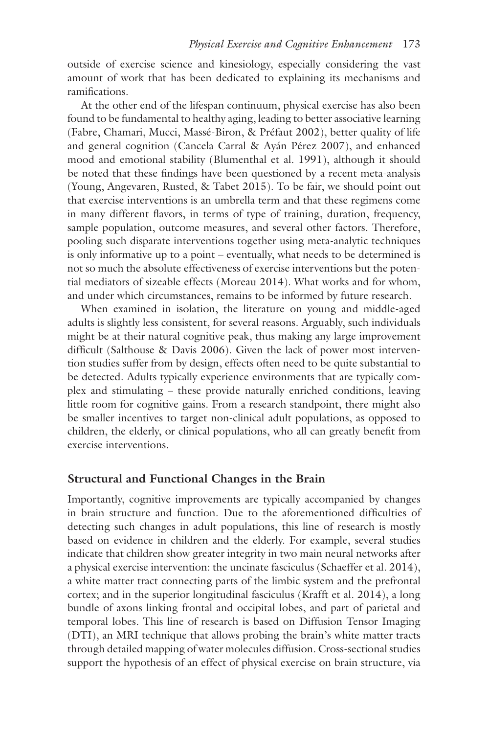outside of exercise science and kinesiology, especially considering the vast amount of work that has been dedicated to explaining its mechanisms and ramifications.

At the other end of the lifespan continuum, physical exercise has also been found to be fundamental to healthy aging, leading to better associative learning (Fabre, Chamari, Mucci, Massé-Biron, & Préfaut 2002), better quality of life and general cognition (Cancela Carral & Ayán Pérez 2007), and enhanced mood and emotional stability (Blumenthal et al. 1991), although it should be noted that these findings have been questioned by a recent meta-analysis (Young, Angevaren, Rusted, & Tabet 2015). To be fair, we should point out that exercise interventions is an umbrella term and that these regimens come in many different flavors, in terms of type of training, duration, frequency, sample population, outcome measures, and several other factors. Therefore, pooling such disparate interventions together using meta-analytic techniques is only informative up to a point – eventually, what needs to be determined is not so much the absolute effectiveness of exercise interventions but the potential mediators of sizeable effects (Moreau 2014). What works and for whom, and under which circumstances, remains to be informed by future research.

When examined in isolation, the literature on young and middle-aged adults is slightly less consistent, for several reasons. Arguably, such individuals might be at their natural cognitive peak, thus making any large improvement difficult (Salthouse & Davis 2006). Given the lack of power most intervention studies suffer from by design, effects often need to be quite substantial to be detected. Adults typically experience environments that are typically complex and stimulating – these provide naturally enriched conditions, leaving little room for cognitive gains. From a research standpoint, there might also be smaller incentives to target non-clinical adult populations, as opposed to children, the elderly, or clinical populations, who all can greatly benefit from exercise interventions.

## Structural and Functional Changes in the Brain

Importantly, cognitive improvements are typically accompanied by changes in brain structure and function. Due to the aforementioned difficulties of detecting such changes in adult populations, this line of research is mostly based on evidence in children and the elderly. For example, several studies indicate that children show greater integrity in two main neural networks after a physical exercise intervention: the uncinate fasciculus (Schaeffer et al. 2014), a white matter tract connecting parts of the limbic system and the prefrontal cortex; and in the superior longitudinal fasciculus (Krafft et al. 2014), a long bundle of axons linking frontal and occipital lobes, and part of parietal and temporal lobes. This line of research is based on Diffusion Tensor Imaging (DTI), an MRI technique that allows probing the brain's white matter tracts through detailed mapping of water molecules diffusion. Cross-sectional studies support the hypothesis of an effect of physical exercise on brain structure, via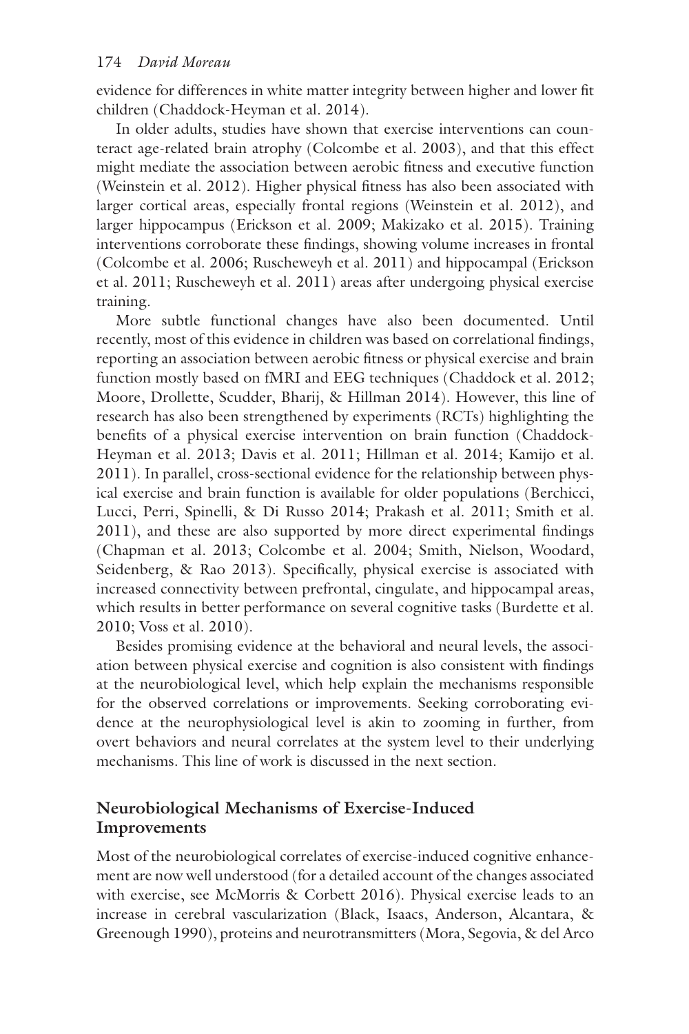evidence for differences in white matter integrity between higher and lower fit children (Chaddock-Heyman et al. 2014).

In older adults, studies have shown that exercise interventions can counteract age-related brain atrophy (Colcombe et al. 2003), and that this effect might mediate the association between aerobic fitness and executive function (Weinstein et al. 2012). Higher physical fitness has also been associated with larger cortical areas, especially frontal regions (Weinstein et al. 2012), and larger hippocampus (Erickson et al. 2009; Makizako et al. 2015). Training interventions corroborate these findings, showing volume increases in frontal (Colcombe et al. 2006; Ruscheweyh et al. 2011) and hippocampal (Erickson et al. 2011; Ruscheweyh et al. 2011) areas after undergoing physical exercise training.

More subtle functional changes have also been documented. Until recently, most of this evidence in children was based on correlational findings, reporting an association between aerobic fitness or physical exercise and brain function mostly based on fMRI and EEG techniques (Chaddock et al. 2012; Moore, Drollette, Scudder, Bharij, & Hillman 2014). However, this line of research has also been strengthened by experiments (RCTs) highlighting the benefits of a physical exercise intervention on brain function (Chaddock-Heyman et al. 2013; Davis et al. 2011; Hillman et al. 2014; Kamijo et al. 2011). In parallel, cross-sectional evidence for the relationship between physical exercise and brain function is available for older populations (Berchicci, Lucci, Perri, Spinelli, & Di Russo 2014; Prakash et al. 2011; Smith et al. 2011), and these are also supported by more direct experimental findings (Chapman et al. 2013; Colcombe et al. 2004; Smith, Nielson, Woodard, Seidenberg, & Rao 2013). Specifically, physical exercise is associated with increased connectivity between prefrontal, cingulate, and hippocampal areas, which results in better performance on several cognitive tasks (Burdette et al. 2010; Voss et al. 2010).

Besides promising evidence at the behavioral and neural levels, the association between physical exercise and cognition is also consistent with findings at the neurobiological level, which help explain the mechanisms responsible for the observed correlations or improvements. Seeking corroborating evidence at the neurophysiological level is akin to zooming in further, from overt behaviors and neural correlates at the system level to their underlying mechanisms. This line of work is discussed in the next section.

## Neurobiological Mechanisms of Exercise-Induced Improvements

Most of the neurobiological correlates of exercise-induced cognitive enhancement are now well understood (for a detailed account of the changes associated with exercise, see McMorris & Corbett 2016). Physical exercise leads to an increase in cerebral vascularization (Black, Isaacs, Anderson, Alcantara, & Greenough 1990), proteins and neurotransmitters (Mora, Segovia, & del Arco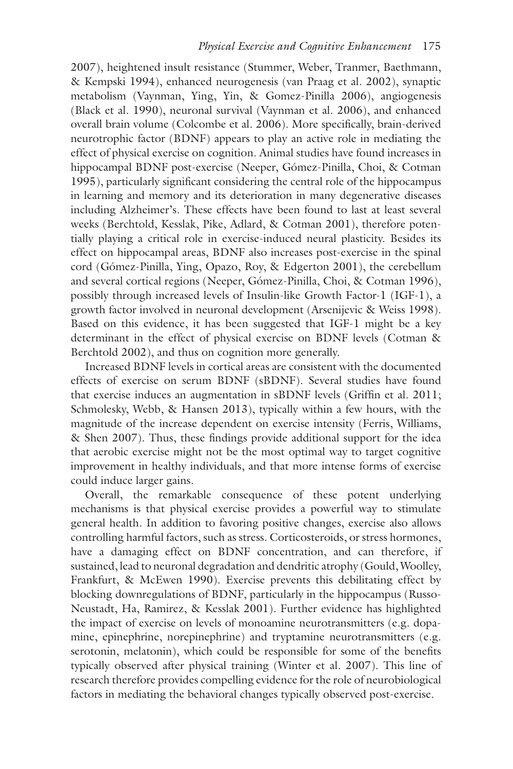2007), heightened insult resistance (Stummer, Weber, Tranmer, Baethmann, & Kempski 1994), enhanced neurogenesis (van Praag et al. 2002), synaptic metabolism (Vaynman, Ying, Yin, & Gomez-Pinilla 2006), angiogenesis (Black et al. 1990), neuronal survival (Vaynman et al. 2006), and enhanced overall brain volume (Colcombe et al. 2006). More specifically, brain-derived neurotrophic factor (BDNF) appears to play an active role in mediating the effect of physical exercise on cognition. Animal studies have found increases in hippocampal BDNF post-exercise (Neeper, Gómez-Pinilla, Choi, & Cotman 1995), particularly significant considering the central role of the hippocampus in learning and memory and its deterioration in many degenerative diseases including Alzheimer's. These effects have been found to last at least several weeks (Berchtold, Kesslak, Pike, Adlard, & Cotman 2001), therefore potentially playing a critical role in exercise-induced neural plasticity. Besides its effect on hippocampal areas, BDNF also increases post-exercise in the spinal cord (Gómez-Pinilla, Ying, Opazo, Roy, & Edgerton 2001), the cerebellum and several cortical regions (Neeper, Gómez-Pinilla, Choi, & Cotman 1996), possibly through increased levels of Insulin-like Growth Factor-1 (IGF-1), a growth factor involved in neuronal development (Arsenijevic & Weiss 1998). Based on this evidence, it has been suggested that IGF-1 might be a key determinant in the effect of physical exercise on BDNF levels (Cotman & Berchtold 2002), and thus on cognition more generally.

Increased BDNF levels in cortical areas are consistent with the documented effects of exercise on serum BDNF (sBDNF). Several studies have found that exercise induces an augmentation in sBDNF levels (Griffin et al. 2011; Schmolesky, Webb, & Hansen 2013), typically within a few hours, with the magnitude of the increase dependent on exercise intensity (Ferris, Williams, & Shen 2007). Thus, these findings provide additional support for the idea that aerobic exercise might not be the most optimal way to target cognitive improvement in healthy individuals, and that more intense forms of exercise could induce larger gains.

Overall, the remarkable consequence of these potent underlying mechanisms is that physical exercise provides a powerful way to stimulate general health. In addition to favoring positive changes, exercise also allows controlling harmful factors, such as stress. Corticosteroids, or stress hormones, have a damaging effect on BDNF concentration, and can therefore, if sustained, lead to neuronal degradation and dendritic atrophy (Gould, Woolley, Frankfurt, & McEwen 1990). Exercise prevents this debilitating effect by blocking downregulations of BDNF, particularly in the hippocampus (Russo-Neustadt, Ha, Ramirez, & Kesslak 2001). Further evidence has highlighted the impact of exercise on levels of monoamine neurotransmitters (e.g. dopamine, epinephrine, norepinephrine) and tryptamine neurotransmitters (e.g. serotonin, melatonin), which could be responsible for some of the benefits typically observed after physical training (Winter et al. 2007). This line of research therefore provides compelling evidence for the role of neurobiological factors in mediating the behavioral changes typically observed post-exercise.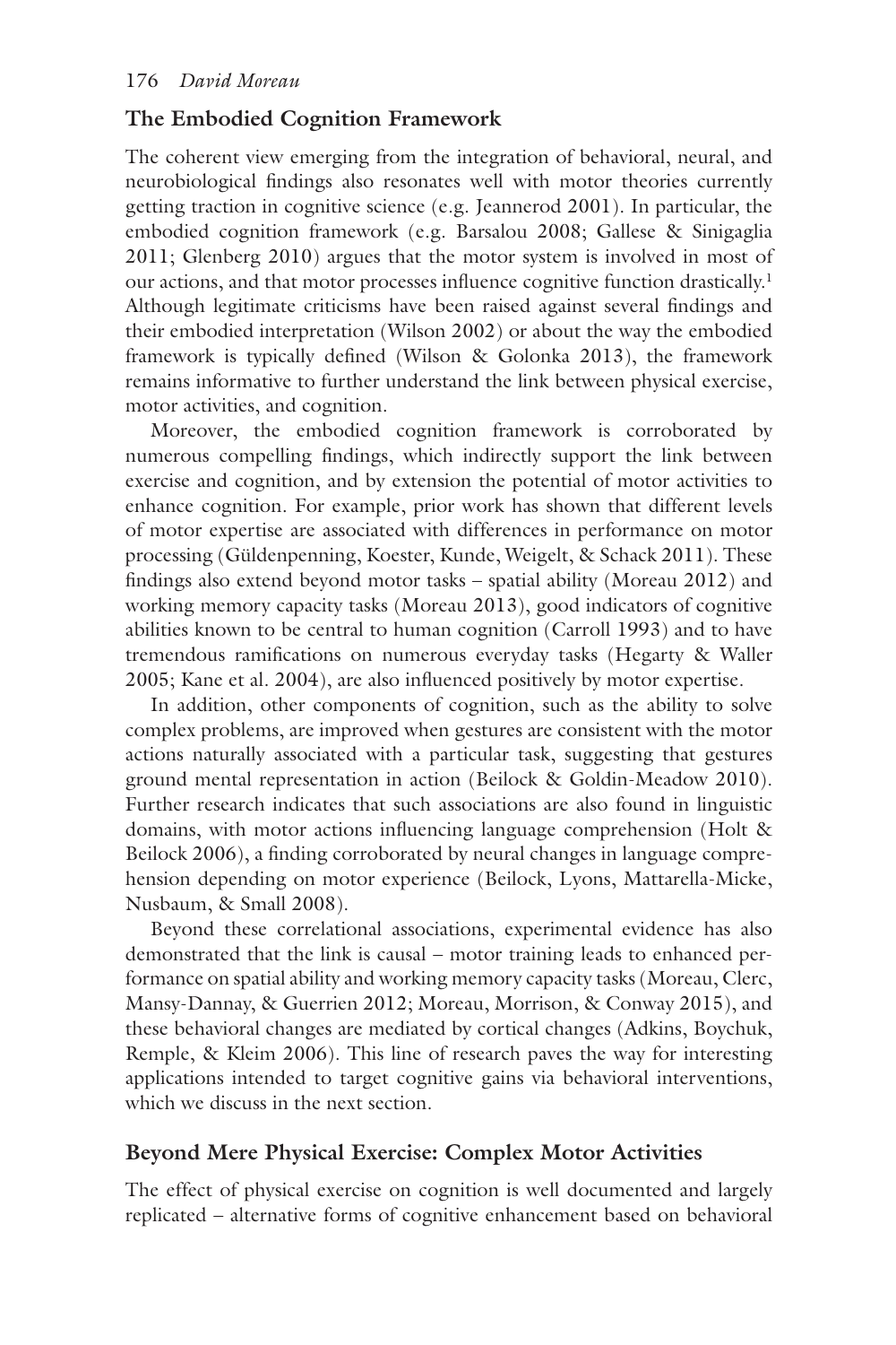## The Embodied Cognition Framework

The coherent view emerging from the integration of behavioral, neural, and neurobiological findings also resonates well with motor theories currently getting traction in cognitive science (e.g. Jeannerod 2001). In particular, the embodied cognition framework (e.g. Barsalou 2008; Gallese & Sinigaglia 2011; Glenberg 2010) argues that the motor system is involved in most of our actions, and that motor processes influence cognitive function drastically.[1] Although legitimate criticisms have been raised against several findings and their embodied interpretation (Wilson 2002) or about the way the embodied framework is typically defined (Wilson & Golonka 2013), the framework remains informative to further understand the link between physical exercise, motor activities, and cognition.

Moreover, the embodied cognition framework is corroborated by numerous compelling findings, which indirectly support the link between exercise and cognition, and by extension the potential of motor activities to enhance cognition. For example, prior work has shown that different levels of motor expertise are associated with differences in performance on motor processing (Güldenpenning, Koester, Kunde, Weigelt, & Schack 2011). These findings also extend beyond motor tasks – spatial ability (Moreau 2012) and working memory capacity tasks (Moreau 2013), good indicators of cognitive abilities known to be central to human cognition (Carroll 1993) and to have tremendous ramifications on numerous everyday tasks (Hegarty & Waller 2005; Kane et al. 2004), are also influenced positively by motor expertise.

In addition, other components of cognition, such as the ability to solve complex problems, are improved when gestures are consistent with the motor actions naturally associated with a particular task, suggesting that gestures ground mental representation in action (Beilock & Goldin-Meadow 2010). Further research indicates that such associations are also found in linguistic domains, with motor actions influencing language comprehension (Holt & Beilock 2006), a finding corroborated by neural changes in language comprehension depending on motor experience (Beilock, Lyons, Mattarella-Micke, Nusbaum, & Small 2008).

Beyond these correlational associations, experimental evidence has also demonstrated that the link is causal – motor training leads to enhanced performance on spatial ability and working memory capacity tasks (Moreau, Clerc, Mansy-Dannay, & Guerrien 2012; Moreau, Morrison, & Conway 2015), and these behavioral changes are mediated by cortical changes (Adkins, Boychuk, Remple, & Kleim 2006). This line of research paves the way for interesting applications intended to target cognitive gains via behavioral interventions, which we discuss in the next section.

## Beyond Mere Physical Exercise: Complex Motor Activities

The effect of physical exercise on cognition is well documented and largely replicated – alternative forms of cognitive enhancement based on behavioral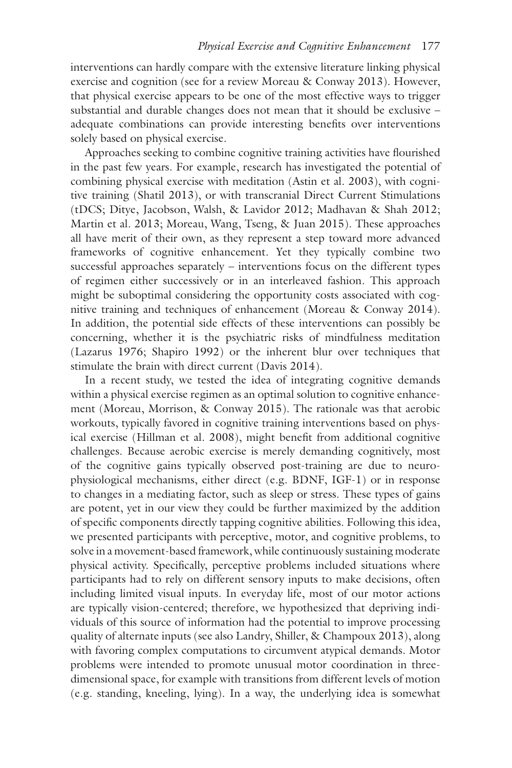interventions can hardly compare with the extensive literature linking physical exercise and cognition (see for a review Moreau & Conway 2013). However, that physical exercise appears to be one of the most effective ways to trigger substantial and durable changes does not mean that it should be exclusive – adequate combinations can provide interesting benefits over interventions solely based on physical exercise.

Approaches seeking to combine cognitive training activities have flourished in the past few years. For example, research has investigated the potential of combining physical exercise with meditation (Astin et al. 2003), with cognitive training (Shatil 2013), or with transcranial Direct Current Stimulations (tDCS; Ditye, Jacobson, Walsh, & Lavidor 2012; Madhavan & Shah 2012; Martin et al. 2013; Moreau, Wang, Tseng, & Juan 2015). These approaches all have merit of their own, as they represent a step toward more advanced frameworks of cognitive enhancement. Yet they typically combine two successful approaches separately – interventions focus on the different types of regimen either successively or in an interleaved fashion. This approach might be suboptimal considering the opportunity costs associated with cognitive training and techniques of enhancement (Moreau & Conway 2014). In addition, the potential side effects of these interventions can possibly be concerning, whether it is the psychiatric risks of mindfulness meditation (Lazarus 1976; Shapiro 1992) or the inherent blur over techniques that stimulate the brain with direct current (Davis 2014).

In a recent study, we tested the idea of integrating cognitive demands within a physical exercise regimen as an optimal solution to cognitive enhancement (Moreau, Morrison, & Conway 2015). The rationale was that aerobic workouts, typically favored in cognitive training interventions based on physical exercise (Hillman et al. 2008), might benefit from additional cognitive challenges. Because aerobic exercise is merely demanding cognitively, most of the cognitive gains typically observed post-training are due to neurophysiological mechanisms, either direct (e.g. BDNF, IGF-1) or in response to changes in a mediating factor, such as sleep or stress. These types of gains are potent, yet in our view they could be further maximized by the addition of specific components directly tapping cognitive abilities. Following this idea, we presented participants with perceptive, motor, and cognitive problems, to solve in a movement-based framework, while continuously sustaining moderate physical activity. Specifically, perceptive problems included situations where participants had to rely on different sensory inputs to make decisions, often including limited visual inputs. In everyday life, most of our motor actions are typically vision-centered; therefore, we hypothesized that depriving individuals of this source of information had the potential to improve processing quality of alternate inputs (see also Landry, Shiller, & Champoux 2013), along with favoring complex computations to circumvent atypical demands. Motor problems were intended to promote unusual motor coordination in three-dimensional space, for example with transitions from different levels of motion (e.g. standing, kneeling, lying). In a way, the underlying idea is somewhat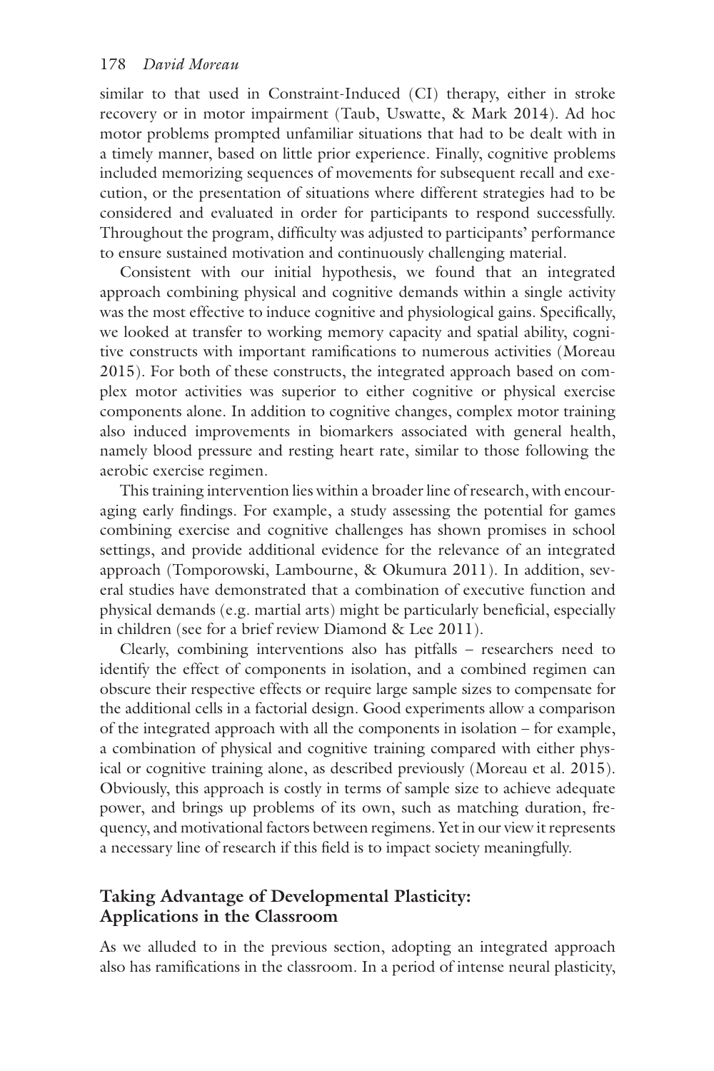similar to that used in Constraint-Induced (CI) therapy, either in stroke recovery or in motor impairment (Taub, Uswatte, & Mark 2014). Ad hoc motor problems prompted unfamiliar situations that had to be dealt with in a timely manner, based on little prior experience. Finally, cognitive problems included memorizing sequences of movements for subsequent recall and execution, or the presentation of situations where different strategies had to be considered and evaluated in order for participants to respond successfully. Throughout the program, difficulty was adjusted to participants' performance to ensure sustained motivation and continuously challenging material.

Consistent with our initial hypothesis, we found that an integrated approach combining physical and cognitive demands within a single activity was the most effective to induce cognitive and physiological gains. Specifically, we looked at transfer to working memory capacity and spatial ability, cognitive constructs with important ramifications to numerous activities (Moreau 2015). For both of these constructs, the integrated approach based on complex motor activities was superior to either cognitive or physical exercise components alone. In addition to cognitive changes, complex motor training also induced improvements in biomarkers associated with general health, namely blood pressure and resting heart rate, similar to those following the aerobic exercise regimen.

This training intervention lies within a broader line of research, with encouraging early findings. For example, a study assessing the potential for games combining exercise and cognitive challenges has shown promises in school settings, and provide additional evidence for the relevance of an integrated approach (Tomporowski, Lambourne, & Okumura 2011). In addition, several studies have demonstrated that a combination of executive function and physical demands (e.g. martial arts) might be particularly beneficial, especially in children (see for a brief review Diamond & Lee 2011).

Clearly, combining interventions also has pitfalls – researchers need to identify the effect of components in isolation, and a combined regimen can obscure their respective effects or require large sample sizes to compensate for the additional cells in a factorial design. Good experiments allow a comparison of the integrated approach with all the components in isolation – for example, a combination of physical and cognitive training compared with either physical or cognitive training alone, as described previously (Moreau et al. 2015). Obviously, this approach is costly in terms of sample size to achieve adequate power, and brings up problems of its own, such as matching duration, frequency, and motivational factors between regimens. Yet in our view it represents a necessary line of research if this field is to impact society meaningfully.

## Taking Advantage of Developmental Plasticity: Applications in the Classroom

As we alluded to in the previous section, adopting an integrated approach also has ramifications in the classroom. In a period of intense neural plasticity,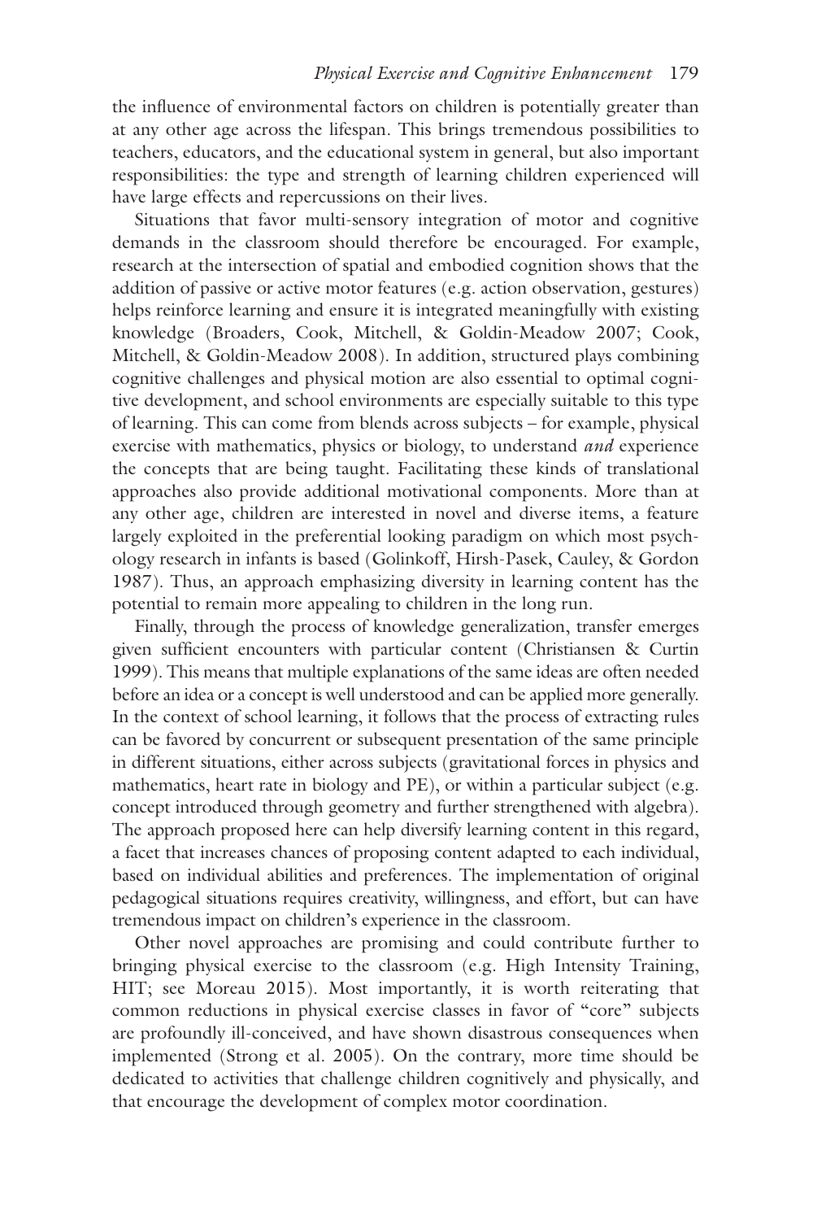the influence of environmental factors on children is potentially greater than at any other age across the lifespan. This brings tremendous possibilities to teachers, educators, and the educational system in general, but also important responsibilities: the type and strength of learning children experienced will have large effects and repercussions on their lives.

Situations that favor multi-sensory integration of motor and cognitive demands in the classroom should therefore be encouraged. For example, research at the intersection of spatial and embodied cognition shows that the addition of passive or active motor features (e.g. action observation, gestures) helps reinforce learning and ensure it is integrated meaningfully with existing knowledge (Broaders, Cook, Mitchell, & Goldin-Meadow 2007; Cook, Mitchell, & Goldin-Meadow 2008). In addition, structured plays combining cognitive challenges and physical motion are also essential to optimal cognitive development, and school environments are especially suitable to this type of learning. This can come from blends across subjects – for example, physical exercise with mathematics, physics or biology, to understand *and* experience the concepts that are being taught. Facilitating these kinds of translational approaches also provide additional motivational components. More than at any other age, children are interested in novel and diverse items, a feature largely exploited in the preferential looking paradigm on which most psychology research in infants is based (Golinkoff, Hirsh-Pasek, Cauley, & Gordon 1987). Thus, an approach emphasizing diversity in learning content has the potential to remain more appealing to children in the long run.

Finally, through the process of knowledge generalization, transfer emerges given sufficient encounters with particular content (Christiansen & Curtin 1999). This means that multiple explanations of the same ideas are often needed before an idea or a concept is well understood and can be applied more generally. In the context of school learning, it follows that the process of extracting rules can be favored by concurrent or subsequent presentation of the same principle in different situations, either across subjects (gravitational forces in physics and mathematics, heart rate in biology and PE), or within a particular subject (e.g. concept introduced through geometry and further strengthened with algebra). The approach proposed here can help diversify learning content in this regard, a facet that increases chances of proposing content adapted to each individual, based on individual abilities and preferences. The implementation of original pedagogical situations requires creativity, willingness, and effort, but can have tremendous impact on children's experience in the classroom.

Other novel approaches are promising and could contribute further to bringing physical exercise to the classroom (e.g. High Intensity Training, HIT; see Moreau 2015). Most importantly, it is worth reiterating that common reductions in physical exercise classes in favor of "core" subjects are profoundly ill-conceived, and have shown disastrous consequences when implemented (Strong et al. 2005). On the contrary, more time should be dedicated to activities that challenge children cognitively and physically, and that encourage the development of complex motor coordination.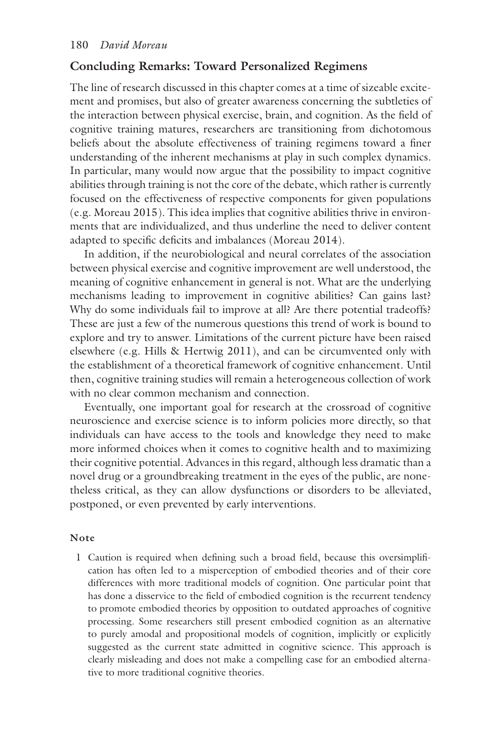## Concluding Remarks: Toward Personalized Regimens

The line of research discussed in this chapter comes at a time of sizeable excitement and promises, but also of greater awareness concerning the subtleties of the interaction between physical exercise, brain, and cognition. As the field of cognitive training matures, researchers are transitioning from dichotomous beliefs about the absolute effectiveness of training regimens toward a finer understanding of the inherent mechanisms at play in such complex dynamics. In particular, many would now argue that the possibility to impact cognitive abilities through training is not the core of the debate, which rather is currently focused on the effectiveness of respective components for given populations (e.g. Moreau 2015). This idea implies that cognitive abilities thrive in environments that are individualized, and thus underline the need to deliver content adapted to specific deficits and imbalances (Moreau 2014).

In addition, if the neurobiological and neural correlates of the association between physical exercise and cognitive improvement are well understood, the meaning of cognitive enhancement in general is not. What are the underlying mechanisms leading to improvement in cognitive abilities? Can gains last? Why do some individuals fail to improve at all? Are there potential tradeoffs? These are just a few of the numerous questions this trend of work is bound to explore and try to answer. Limitations of the current picture have been raised elsewhere (e.g. Hills & Hertwig 2011), and can be circumvented only with the establishment of a theoretical framework of cognitive enhancement. Until then, cognitive training studies will remain a heterogeneous collection of work with no clear common mechanism and connection.

Eventually, one important goal for research at the crossroad of cognitive neuroscience and exercise science is to inform policies more directly, so that individuals can have access to the tools and knowledge they need to make more informed choices when it comes to cognitive health and to maximizing their cognitive potential. Advances in this regard, although less dramatic than a novel drug or a groundbreaking treatment in the eyes of the public, are nonetheless critical, as they can allow dysfunctions or disorders to be alleviated, postponed, or even prevented by early interventions.

### Note

1 Caution is required when defining such a broad field, because this oversimplification has often led to a misperception of embodied theories and of their core differences with more traditional models of cognition. One particular point that has done a disservice to the field of embodied cognition is the recurrent tendency to promote embodied theories by opposition to outdated approaches of cognitive processing. Some researchers still present embodied cognition as an alternative to purely amodal and propositional models of cognition, implicitly or explicitly suggested as the current state admitted in cognitive science. This approach is clearly misleading and does not make a compelling case for an embodied alternative to more traditional cognitive theories.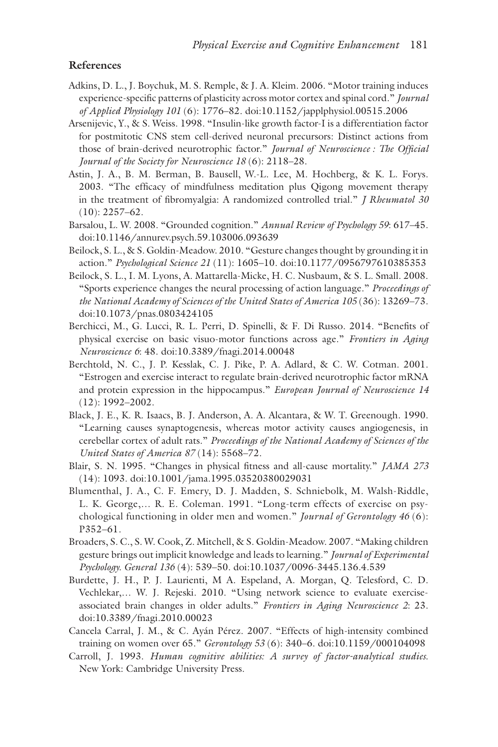## References

Adkins, D. L., J. Boychuk, M. S. Remple, & J. A. Kleim. 2006. "Motor training induces experience-specific patterns of plasticity across motor cortex and spinal cord." *Journal of Applied Physiology 101* (6): 1776–82. doi:10.1152/japplphysiol.00515.2006

Arsenijevic, Y., & S. Weiss. 1998. "Insulin-like growth factor-I is a differentiation factor for postmitotic CNS stem cell-derived neuronal precursors: Distinct actions from those of brain-derived neurotrophic factor." *Journal of Neuroscience : The Official Journal of the Society for Neuroscience 18* (6): 2118–28.

Astin, J. A., B. M. Berman, B. Bausell, W.-L. Lee, M. Hochberg, & K. L. Forys. 2003. "The efficacy of mindfulness meditation plus Qigong movement therapy in the treatment of fibromyalgia: A randomized controlled trial." *J Rheumatol 30* (10): 2257–62.

Barsalou, L. W. 2008. "Grounded cognition." *Annual Review of Psychology 59*: 617–45. doi:10.1146/annurev.psych.59.103006.093639

Beilock, S. L., & S. Goldin-Meadow. 2010. "Gesture changes thought by grounding it in action." *Psychological Science 21* (11): 1605–10. doi:10.1177/0956797610385353

Beilock, S. L., I. M. Lyons, A. Mattarella-Micke, H. C. Nusbaum, & S. L. Small. 2008. "Sports experience changes the neural processing of action language." *Proceedings of the National Academy of Sciences of the United States of America 105* (36): 13269–73. doi:10.1073/pnas.0803424105

Berchicci, M., G. Lucci, R. L. Perri, D. Spinelli, & F. Di Russo. 2014. "Benefits of physical exercise on basic visuo-motor functions across age." *Frontiers in Aging Neuroscience 6*: 48. doi:10.3389/fnagi.2014.00048

Berchtold, N. C., J. P. Kesslak, C. J. Pike, P. A. Adlard, & C. W. Cotman. 2001. "Estrogen and exercise interact to regulate brain-derived neurotrophic factor mRNA and protein expression in the hippocampus." *European Journal of Neuroscience 14* (12): 1992–2002.

Black, J. E., K. R. Isaacs, B. J. Anderson, A. A. Alcantara, & W. T. Greenough. 1990. "Learning causes synaptogenesis, whereas motor activity causes angiogenesis, in cerebellar cortex of adult rats." *Proceedings of the National Academy of Sciences of the United States of America 87* (14): 5568–72.

Blair, S. N. 1995. "Changes in physical fitness and all-cause mortality." *JAMA 273* (14): 1093. doi:10.1001/jama.1995.03520380029031

Blumenthal, J. A., C. F. Emery, D. J. Madden, S. Schniebolk, M. Walsh-Riddle, L. K. George,… R. E. Coleman. 1991. "Long-term effects of exercise on psychological functioning in older men and women." *Journal of Gerontology 46* (6): P352–61.

Broaders, S. C., S. W. Cook, Z. Mitchell, & S. Goldin-Meadow. 2007. "Making children gesture brings out implicit knowledge and leads to learning." *Journal of Experimental Psychology. General 136* (4): 539–50. doi:10.1037/0096-3445.136.4.539

Burdette, J. H., P. J. Laurienti, M A. Espeland, A. Morgan, Q. Telesford, C. D. Vechlekar,… W. J. Rejeski. 2010. "Using network science to evaluate exercise-associated brain changes in older adults." *Frontiers in Aging Neuroscience 2*: 23. doi:10.3389/fnagi.2010.00023

Cancela Carral, J. M., & C. Ayán Pérez. 2007. "Effects of high-intensity combined training on women over 65." *Gerontology 53* (6): 340–6. doi:10.1159/000104098

Carroll, J. 1993. *Human cognitive abilities: A survey of factor-analytical studies.* New York: Cambridge University Press.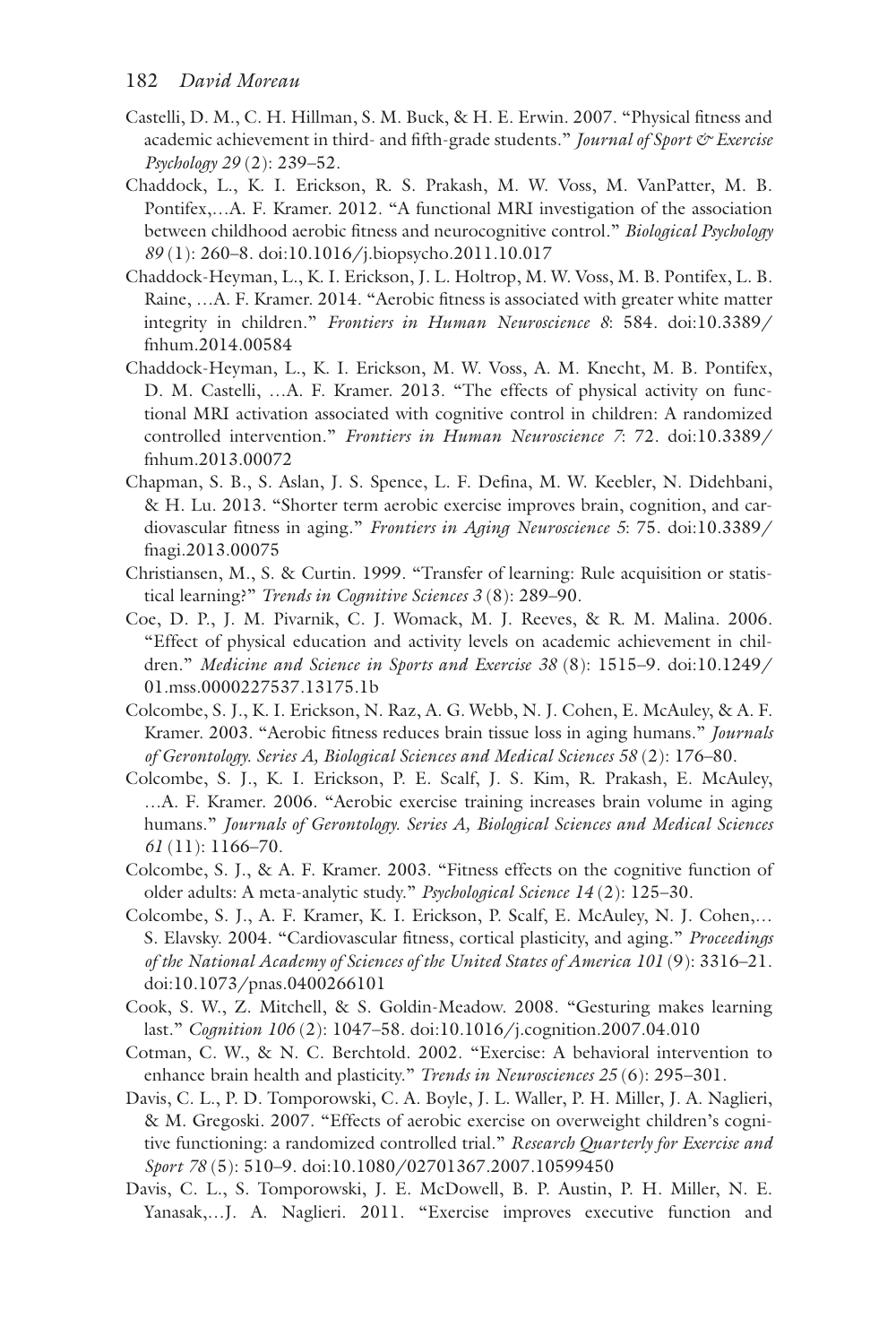Castelli, D. M., C. H. Hillman, S. M. Buck, & H. E. Erwin. 2007. "Physical fitness and academic achievement in third- and fifth-grade students." *Journal of Sport & Exercise Psychology 29* (2): 239–52.

Chaddock, L., K. I. Erickson, R. S. Prakash, M. W. Voss, M. VanPatter, M. B. Pontifex,…A. F. Kramer. 2012. "A functional MRI investigation of the association between childhood aerobic fitness and neurocognitive control." *Biological Psychology 89* (1): 260–8. doi:10.1016/j.biopsycho.2011.10.017

Chaddock-Heyman, L., K. I. Erickson, J. L. Holtrop, M. W. Voss, M. B. Pontifex, L. B. Raine, …A. F. Kramer. 2014. "Aerobic fitness is associated with greater white matter integrity in children." *Frontiers in Human Neuroscience 8*: 584. doi:10.3389/fnhum.2014.00584

Chaddock-Heyman, L., K. I. Erickson, M. W. Voss, A. M. Knecht, M. B. Pontifex, D. M. Castelli, …A. F. Kramer. 2013. "The effects of physical activity on functional MRI activation associated with cognitive control in children: A randomized controlled intervention." *Frontiers in Human Neuroscience 7*: 72. doi:10.3389/fnhum.2013.00072

Chapman, S. B., S. Aslan, J. S. Spence, L. F. Defina, M. W. Keebler, N. Didehbani, & H. Lu. 2013. "Shorter term aerobic exercise improves brain, cognition, and cardiovascular fitness in aging." *Frontiers in Aging Neuroscience 5*: 75. doi:10.3389/fnagi.2013.00075

Christiansen, M., S. & Curtin. 1999. "Transfer of learning: Rule acquisition or statistical learning?" *Trends in Cognitive Sciences 3* (8): 289–90.

Coe, D. P., J. M. Pivarnik, C. J. Womack, M. J. Reeves, & R. M. Malina. 2006. "Effect of physical education and activity levels on academic achievement in children." *Medicine and Science in Sports and Exercise 38* (8): 1515–9. doi:10.1249/01.mss.0000227537.13175.1b

Colcombe, S. J., K. I. Erickson, N. Raz, A. G. Webb, N. J. Cohen, E. McAuley, & A. F. Kramer. 2003. "Aerobic fitness reduces brain tissue loss in aging humans." *Journals of Gerontology. Series A, Biological Sciences and Medical Sciences 58* (2): 176–80.

Colcombe, S. J., K. I. Erickson, P. E. Scalf, J. S. Kim, R. Prakash, E. McAuley, …A. F. Kramer. 2006. "Aerobic exercise training increases brain volume in aging humans." *Journals of Gerontology. Series A, Biological Sciences and Medical Sciences 61* (11): 1166–70.

Colcombe, S. J., & A. F. Kramer. 2003. "Fitness effects on the cognitive function of older adults: A meta-analytic study." *Psychological Science 14* (2): 125–30.

Colcombe, S. J., A. F. Kramer, K. I. Erickson, P. Scalf, E. McAuley, N. J. Cohen,… S. Elavsky. 2004. "Cardiovascular fitness, cortical plasticity, and aging." *Proceedings of the National Academy of Sciences of the United States of America 101* (9): 3316–21. doi:10.1073/pnas.0400266101

Cook, S. W., Z. Mitchell, & S. Goldin-Meadow. 2008. "Gesturing makes learning last." *Cognition 106* (2): 1047–58. doi:10.1016/j.cognition.2007.04.010

Cotman, C. W., & N. C. Berchtold. 2002. "Exercise: A behavioral intervention to enhance brain health and plasticity." *Trends in Neurosciences 25* (6): 295–301.

Davis, C. L., P. D. Tomporowski, C. A. Boyle, J. L. Waller, P. H. Miller, J. A. Naglieri, & M. Gregoski. 2007. "Effects of aerobic exercise on overweight children's cognitive functioning: a randomized controlled trial." *Research Quarterly for Exercise and Sport 78* (5): 510–9. doi:10.1080/02701367.2007.10599450

Davis, C. L., S. Tomporowski, J. E. McDowell, B. P. Austin, P. H. Miller, N. E. Yanasak,…J. A. Naglieri. 2011. "Exercise improves executive function and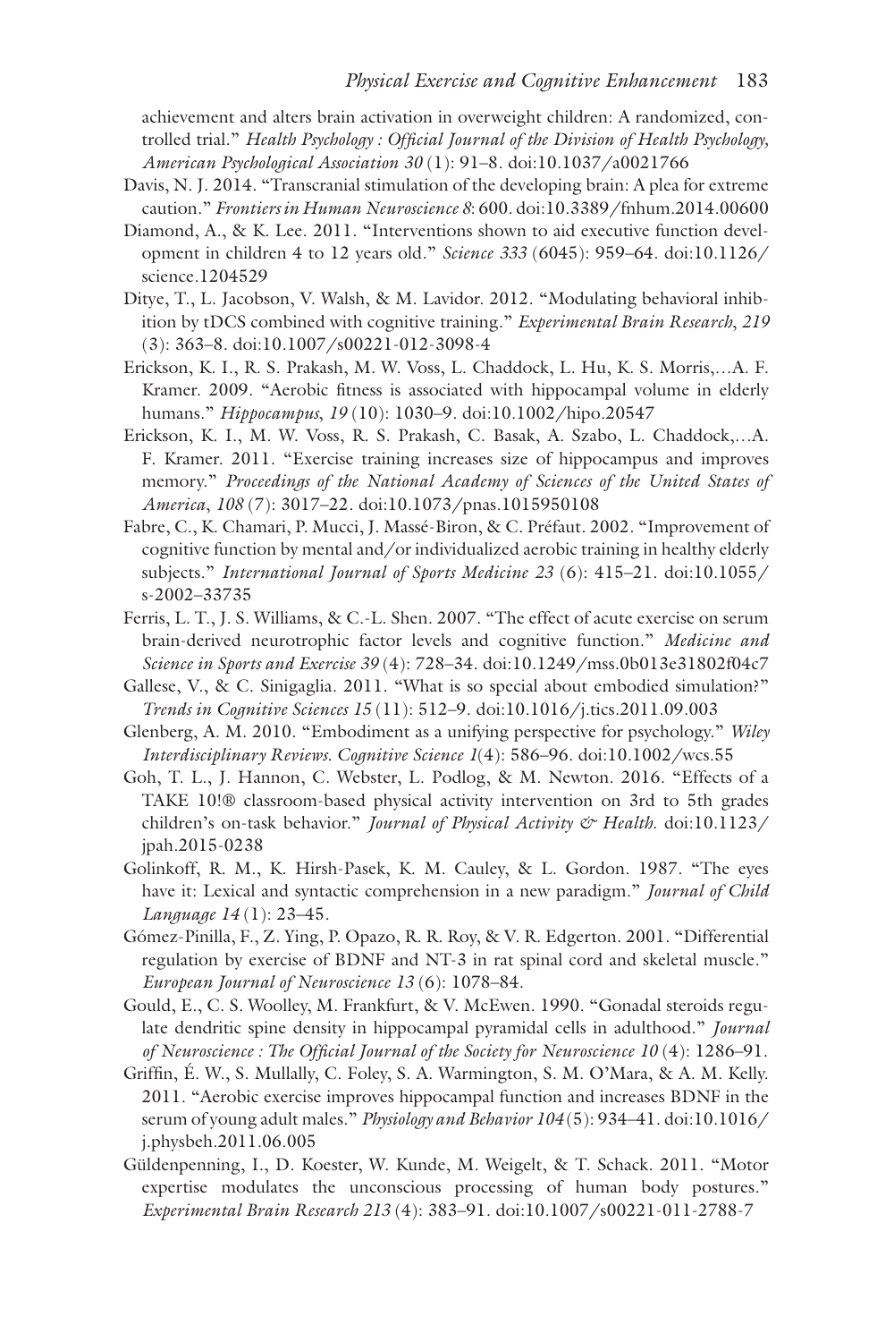achievement and alters brain activation in overweight children: A randomized, controlled trial." *Health Psychology : Official Journal of the Division of Health Psychology, American Psychological Association 30* (1): 91–8. doi:10.1037/a0021766

Davis, N. J. 2014. "Transcranial stimulation of the developing brain: A plea for extreme caution." *Frontiers in Human Neuroscience 8*: 600. doi:10.3389/fnhum.2014.00600

Diamond, A., & K. Lee. 2011. "Interventions shown to aid executive function development in children 4 to 12 years old." *Science 333* (6045): 959–64. doi:10.1126/science.1204529

Dityе, T., L. Jacobson, V. Walsh, & M. Lavidor. 2012. "Modulating behavioral inhibition by tDCS combined with cognitive training." *Experimental Brain Research, 219* (3): 363–8. doi:10.1007/s00221-012-3098-4

Erickson, K. I., R. S. Prakash, M. W. Voss, L. Chaddock, L. Hu, K. S. Morris,…A. F. Kramer. 2009. "Aerobic fitness is associated with hippocampal volume in elderly humans." *Hippocampus, 19* (10): 1030–9. doi:10.1002/hipo.20547

Erickson, K. I., M. W. Voss, R. S. Prakash, C. Basak, A. Szabo, L. Chaddock,…A. F. Kramer. 2011. "Exercise training increases size of hippocampus and improves memory." *Proceedings of the National Academy of Sciences of the United States of America, 108* (7): 3017–22. doi:10.1073/pnas.1015950108

Fabre, C., K. Chamari, P. Mucci, J. Massé-Biron, & C. Préfaut. 2002. "Improvement of cognitive function by mental and/or individualized aerobic training in healthy elderly subjects." *International Journal of Sports Medicine 23* (6): 415–21. doi:10.1055/s-2002–33735

Ferris, L. T., J. S. Williams, & C.-L. Shen. 2007. "The effect of acute exercise on serum brain-derived neurotrophic factor levels and cognitive function." *Medicine and Science in Sports and Exercise 39* (4): 728–34. doi:10.1249/mss.0b013e31802f04c7

Gallese, V., & C. Sinigaglia. 2011. "What is so special about embodied simulation?" *Trends in Cognitive Sciences 15* (11): 512–9. doi:10.1016/j.tics.2011.09.003

Glenberg, A. M. 2010. "Embodiment as a unifying perspective for psychology." *Wiley Interdisciplinary Reviews. Cognitive Science 1*(4): 586–96. doi:10.1002/wcs.55

Goh, T. L., J. Hannon, C. Webster, L. Podlog, & M. Newton. 2016. "Effects of a TAKE 10!® classroom-based physical activity intervention on 3rd to 5th grades children's on-task behavior." *Journal of Physical Activity & Health*. doi:10.1123/jpah.2015-0238

Golinkoff, R. M., K. Hirsh-Pasek, K. M. Cauley, & L. Gordon. 1987. "The eyes have it: Lexical and syntactic comprehension in a new paradigm." *Journal of Child Language 14* (1): 23–45.

Gómez-Pinilla, F., Z. Ying, P. Opazo, R. R. Roy, & V. R. Edgerton. 2001. "Differential regulation by exercise of BDNF and NT-3 in rat spinal cord and skeletal muscle." *European Journal of Neuroscience 13* (6): 1078–84.

Gould, E., C. S. Woolley, M. Frankfurt, & V. McEwen. 1990. "Gonadal steroids regulate dendritic spine density in hippocampal pyramidal cells in adulthood." *Journal of Neuroscience : The Official Journal of the Society for Neuroscience 10* (4): 1286–91.

Griffin, É. W., S. Mullally, C. Foley, S. A. Warmington, S. M. O'Mara, & A. M. Kelly. 2011. "Aerobic exercise improves hippocampal function and increases BDNF in the serum of young adult males." *Physiology and Behavior 104* (5): 934–41. doi:10.1016/j.physbeh.2011.06.005

Güldenpenning, I., D. Koester, W. Kunde, M. Weigelt, & T. Schack. 2011. "Motor expertise modulates the unconscious processing of human body postures." *Experimental Brain Research 213* (4): 383–91. doi:10.1007/s00221-011-2788-7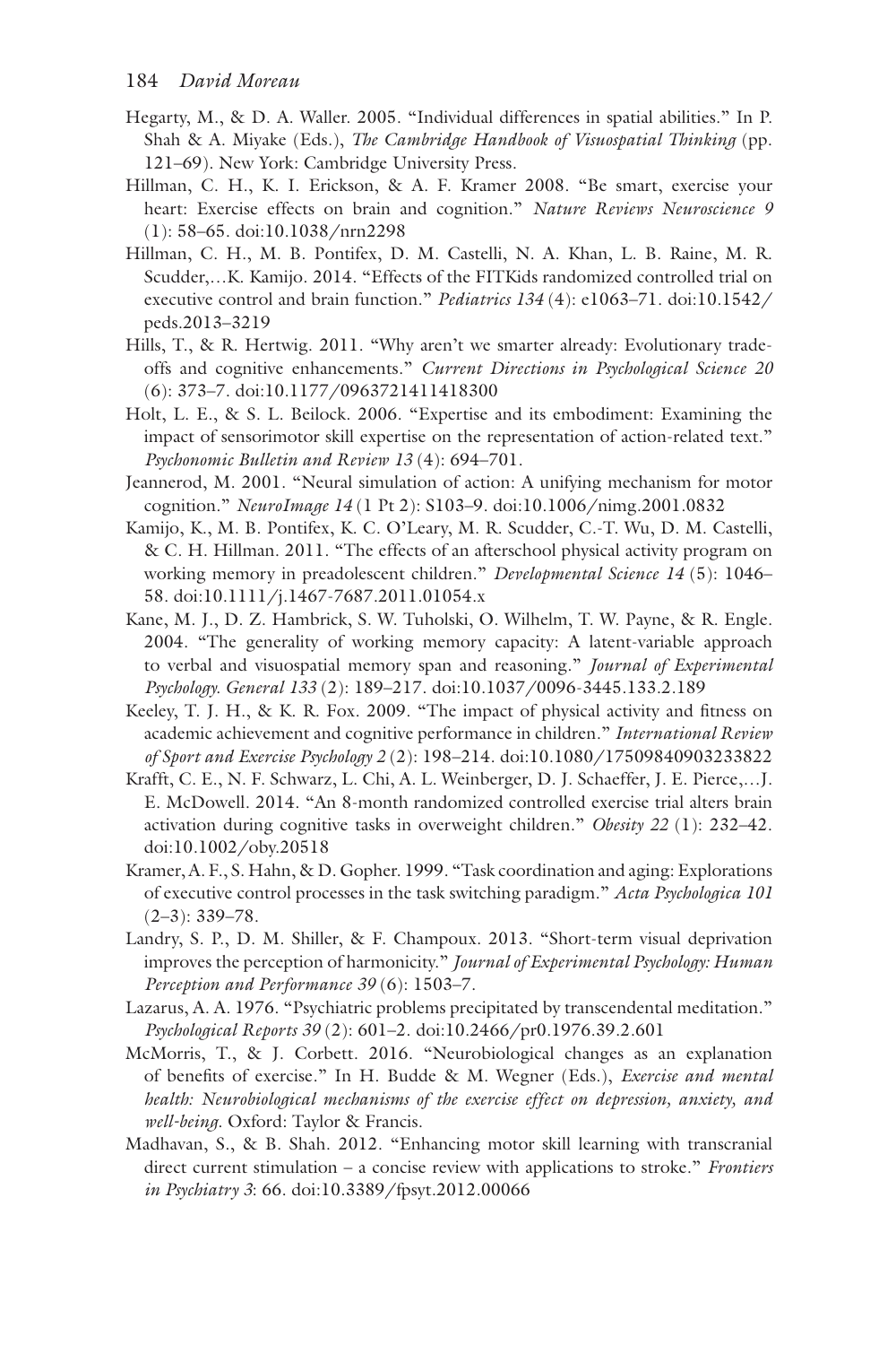Hegarty, M., & D. A. Waller. 2005. "Individual differences in spatial abilities." In P. Shah & A. Miyake (Eds.), *The Cambridge Handbook of Visuospatial Thinking* (pp. 121–69). New York: Cambridge University Press.

Hillman, C. H., K. I. Erickson, & A. F. Kramer 2008. "Be smart, exercise your heart: Exercise effects on brain and cognition." *Nature Reviews Neuroscience 9* (1): 58–65. doi:10.1038/nrn2298

Hillman, C. H., M. B. Pontifex, D. M. Castelli, N. A. Khan, L. B. Raine, M. R. Scudder,…K. Kamijo. 2014. "Effects of the FITKids randomized controlled trial on executive control and brain function." *Pediatrics 134* (4): e1063–71. doi:10.1542/peds.2013–3219

Hills, T., & R. Hertwig. 2011. "Why aren't we smarter already: Evolutionary trade-offs and cognitive enhancements." *Current Directions in Psychological Science 20* (6): 373–7. doi:10.1177/0963721411418300

Holt, L. E., & S. L. Beilock. 2006. "Expertise and its embodiment: Examining the impact of sensorimotor skill expertise on the representation of action-related text." *Psychonomic Bulletin and Review 13* (4): 694–701.

Jeannerod, M. 2001. "Neural simulation of action: A unifying mechanism for motor cognition." *NeuroImage 14* (1 Pt 2): S103–9. doi:10.1006/nimg.2001.0832

Kamijo, K., M. B. Pontifex, K. C. O'Leary, M. R. Scudder, C.-T. Wu, D. M. Castelli, & C. H. Hillman. 2011. "The effects of an afterschool physical activity program on working memory in preadolescent children." *Developmental Science 14* (5): 1046–58. doi:10.1111/j.1467-7687.2011.01054.x

Kane, M. J., D. Z. Hambrick, S. W. Tuholski, O. Wilhelm, T. W. Payne, & R. Engle. 2004. "The generality of working memory capacity: A latent-variable approach to verbal and visuospatial memory span and reasoning." *Journal of Experimental Psychology. General 133* (2): 189–217. doi:10.1037/0096-3445.133.2.189

Keeley, T. J. H., & K. R. Fox. 2009. "The impact of physical activity and fitness on academic achievement and cognitive performance in children." *International Review of Sport and Exercise Psychology 2* (2): 198–214. doi:10.1080/17509840903233822

Krafft, C. E., N. F. Schwarz, L. Chi, A. L. Weinberger, D. J. Schaeffer, J. E. Pierce,…J. E. McDowell. 2014. "An 8-month randomized controlled exercise trial alters brain activation during cognitive tasks in overweight children." *Obesity 22* (1): 232–42. doi:10.1002/oby.20518

Kramer, A. F., S. Hahn, & D. Gopher. 1999. "Task coordination and aging: Explorations of executive control processes in the task switching paradigm." *Acta Psychologica 101* (2–3): 339–78.

Landry, S. P., D. M. Shiller, & F. Champoux. 2013. "Short-term visual deprivation improves the perception of harmonicity." *Journal of Experimental Psychology: Human Perception and Performance 39* (6): 1503–7.

Lazarus, A. A. 1976. "Psychiatric problems precipitated by transcendental meditation." *Psychological Reports 39* (2): 601–2. doi:10.2466/pr0.1976.39.2.601

McMorris, T., & J. Corbett. 2016. "Neurobiological changes as an explanation of benefits of exercise." In H. Budde & M. Wegner (Eds.), *Exercise and mental health: Neurobiological mechanisms of the exercise effect on depression, anxiety, and well-being*. Oxford: Taylor & Francis.

Madhavan, S., & B. Shah. 2012. "Enhancing motor skill learning with transcranial direct current stimulation – a concise review with applications to stroke." *Frontiers in Psychiatry 3*: 66. doi:10.3389/fpsyt.2012.00066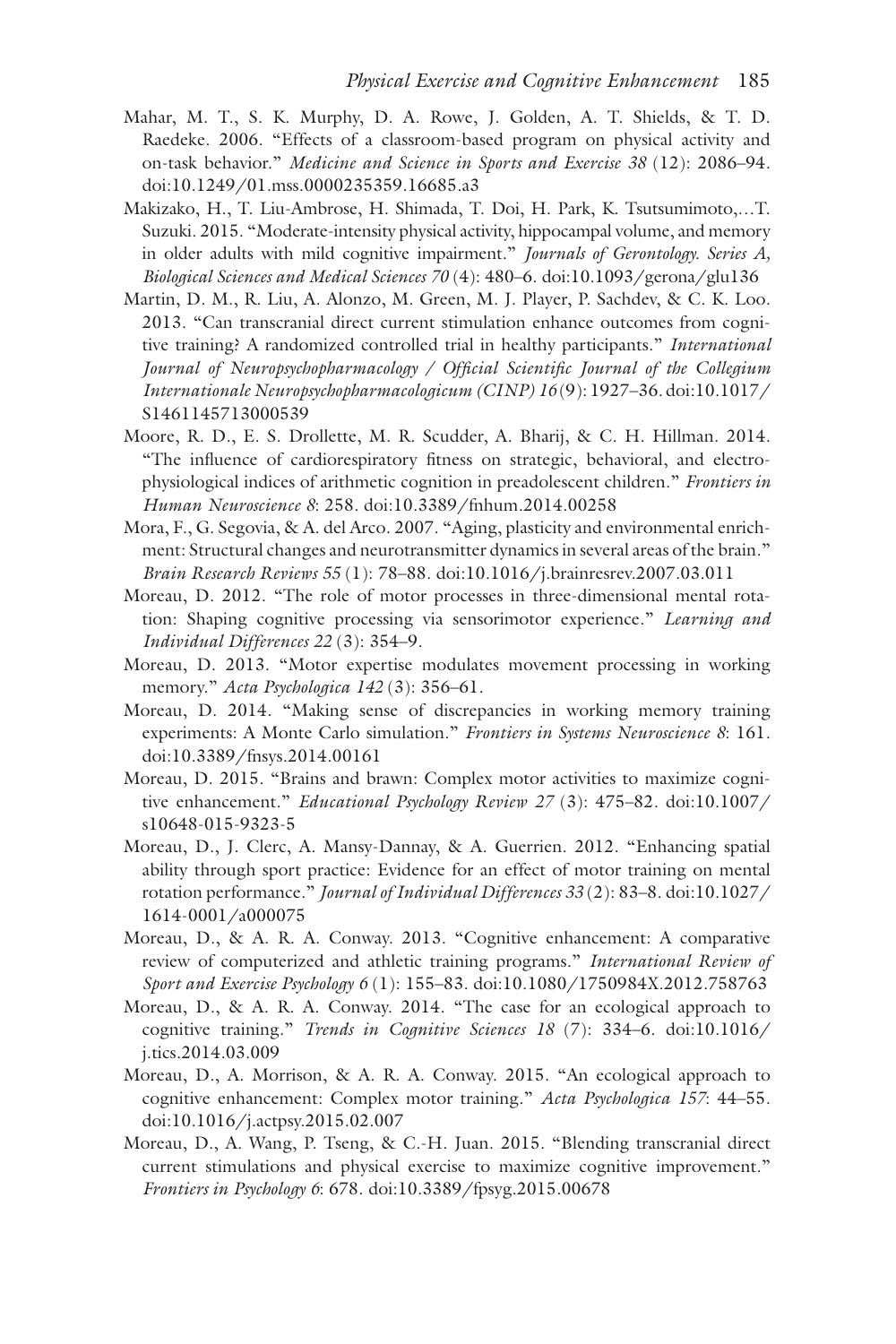Mahar, M. T., S. K. Murphy, D. A. Rowe, J. Golden, A. T. Shields, & T. D. Raedeke. 2006. "Effects of a classroom-based program on physical activity and on-task behavior." *Medicine and Science in Sports and Exercise 38* (12): 2086–94. doi:10.1249/01.mss.0000235359.16685.a3

Makizako, H., T. Liu-Ambrose, H. Shimada, T. Doi, H. Park, K. Tsutsumimoto,…T. Suzuki. 2015. "Moderate-intensity physical activity, hippocampal volume, and memory in older adults with mild cognitive impairment." *Journals of Gerontology. Series A, Biological Sciences and Medical Sciences 70* (4): 480–6. doi:10.1093/gerona/glu136

Martin, D. M., R. Liu, A. Alonzo, M. Green, M. J. Player, P. Sachdev, & C. K. Loo. 2013. "Can transcranial direct current stimulation enhance outcomes from cognitive training? A randomized controlled trial in healthy participants." *International Journal of Neuropsychopharmacology / Official Scientific Journal of the Collegium Internationale Neuropsychopharmacologicum (CINP) 16* (9): 1927–36. doi:10.1017/S1461145713000539

Moore, R. D., E. S. Drollette, M. R. Scudder, A. Bharij, & C. H. Hillman. 2014. "The influence of cardiorespiratory fitness on strategic, behavioral, and electrophysiological indices of arithmetic cognition in preadolescent children." *Frontiers in Human Neuroscience 8*: 258. doi:10.3389/fnhum.2014.00258

Mora, F., G. Segovia, & A. del Arco. 2007. "Aging, plasticity and environmental enrichment: Structural changes and neurotransmitter dynamics in several areas of the brain." *Brain Research Reviews 55* (1): 78–88. doi:10.1016/j.brainresrev.2007.03.011

Moreau, D. 2012. "The role of motor processes in three-dimensional mental rotation: Shaping cognitive processing via sensorimotor experience." *Learning and Individual Differences 22* (3): 354–9.

Moreau, D. 2013. "Motor expertise modulates movement processing in working memory." *Acta Psychologica 142* (3): 356–61.

Moreau, D. 2014. "Making sense of discrepancies in working memory training experiments: A Monte Carlo simulation." *Frontiers in Systems Neuroscience 8*: 161. doi:10.3389/fnsys.2014.00161

Moreau, D. 2015. "Brains and brawn: Complex motor activities to maximize cognitive enhancement." *Educational Psychology Review 27* (3): 475–82. doi:10.1007/s10648-015-9323-5

Moreau, D., J. Clerc, A. Mansy-Dannay, & A. Guerrien. 2012. "Enhancing spatial ability through sport practice: Evidence for an effect of motor training on mental rotation performance." *Journal of Individual Differences 33* (2): 83–8. doi:10.1027/1614-0001/a000075

Moreau, D., & A. R. A. Conway. 2013. "Cognitive enhancement: A comparative review of computerized and athletic training programs." *International Review of Sport and Exercise Psychology 6* (1): 155–83. doi:10.1080/1750984X.2012.758763

Moreau, D., & A. R. A. Conway. 2014. "The case for an ecological approach to cognitive training." *Trends in Cognitive Sciences 18* (7): 334–6. doi:10.1016/j.tics.2014.03.009

Moreau, D., A. Morrison, & A. R. A. Conway. 2015. "An ecological approach to cognitive enhancement: Complex motor training." *Acta Psychologica 157*: 44–55. doi:10.1016/j.actpsy.2015.02.007

Moreau, D., A. Wang, P. Tseng, & C.-H. Juan. 2015. "Blending transcranial direct current stimulations and physical exercise to maximize cognitive improvement." *Frontiers in Psychology 6*: 678. doi:10.3389/fpsyg.2015.00678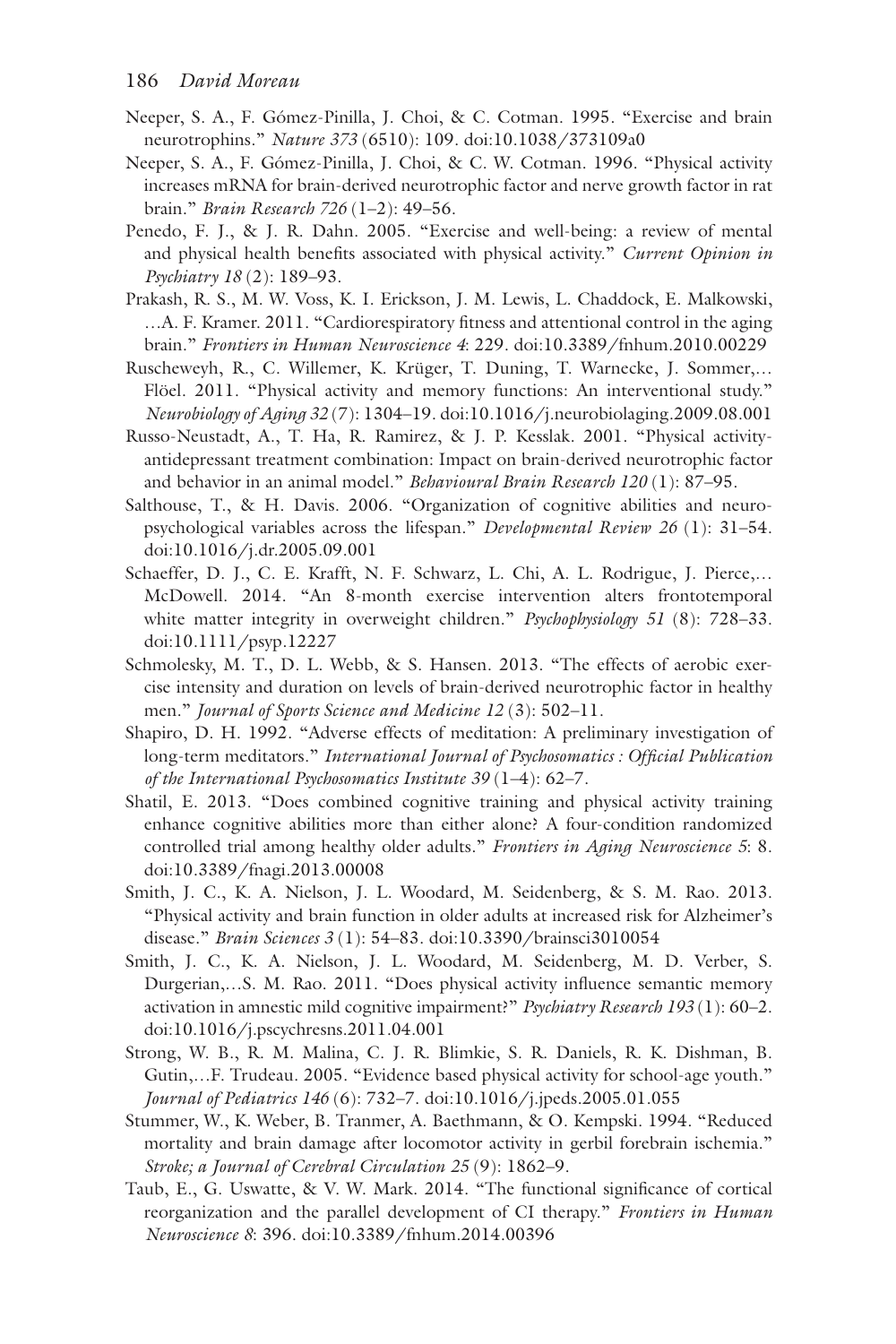Neeper, S. A., F. Gómez-Pinilla, J. Choi, & C. Cotman. 1995. "Exercise and brain neurotrophins." *Nature 373* (6510): 109. doi:10.1038/373109a0

Neeper, S. A., F. Gómez-Pinilla, J. Choi, & C. W. Cotman. 1996. "Physical activity increases mRNA for brain-derived neurotrophic factor and nerve growth factor in rat brain." *Brain Research 726* (1–2): 49–56.

Penedo, F. J., & J. R. Dahn. 2005. "Exercise and well-being: a review of mental and physical health benefits associated with physical activity." *Current Opinion in Psychiatry 18* (2): 189–93.

Prakash, R. S., M. W. Voss, K. I. Erickson, J. M. Lewis, L. Chaddock, E. Malkowski, …A. F. Kramer. 2011. "Cardiorespiratory fitness and attentional control in the aging brain." *Frontiers in Human Neuroscience 4*: 229. doi:10.3389/fnhum.2010.00229

Ruscheweyh, R., C. Willemer, K. Krüger, T. Duning, T. Warnecke, J. Sommer,… Flöel. 2011. "Physical activity and memory functions: An interventional study." *Neurobiology of Aging 32* (7): 1304–19. doi:10.1016/j.neurobiolaging.2009.08.001

Russo-Neustadt, A., T. Ha, R. Ramirez, & J. P. Kesslak. 2001. "Physical activity-antidepressant treatment combination: Impact on brain-derived neurotrophic factor and behavior in an animal model." *Behavioural Brain Research 120* (1): 87–95.

Salthouse, T., & H. Davis. 2006. "Organization of cognitive abilities and neuropsychological variables across the lifespan." *Developmental Review 26* (1): 31–54. doi:10.1016/j.dr.2005.09.001

Schaeffer, D. J., C. E. Krafft, N. F. Schwarz, L. Chi, A. L. Rodrigue, J. Pierce,… McDowell. 2014. "An 8-month exercise intervention alters frontotemporal white matter integrity in overweight children." *Psychophysiology 51* (8): 728–33. doi:10.1111/psyp.12227

Schmolesky, M. T., D. L. Webb, & S. Hansen. 2013. "The effects of aerobic exercise intensity and duration on levels of brain-derived neurotrophic factor in healthy men." *Journal of Sports Science and Medicine 12* (3): 502–11.

Shapiro, D. H. 1992. "Adverse effects of meditation: A preliminary investigation of long-term meditators." *International Journal of Psychosomatics : Official Publication of the International Psychosomatics Institute 39* (1–4): 62–7.

Shatil, E. 2013. "Does combined cognitive training and physical activity training enhance cognitive abilities more than either alone? A four-condition randomized controlled trial among healthy older adults." *Frontiers in Aging Neuroscience 5*: 8. doi:10.3389/fnagi.2013.00008

Smith, J. C., K. A. Nielson, J. L. Woodard, M. Seidenberg, & S. M. Rao. 2013. "Physical activity and brain function in older adults at increased risk for Alzheimer's disease." *Brain Sciences 3* (1): 54–83. doi:10.3390/brainsci3010054

Smith, J. C., K. A. Nielson, J. L. Woodard, M. Seidenberg, M. D. Verber, S. Durgerian,…S. M. Rao. 2011. "Does physical activity influence semantic memory activation in amnestic mild cognitive impairment?" *Psychiatry Research 193* (1): 60–2. doi:10.1016/j.pscychresns.2011.04.001

Strong, W. B., R. M. Malina, C. J. R. Blimkie, S. R. Daniels, R. K. Dishman, B. Gutin,…F. Trudeau. 2005. "Evidence based physical activity for school-age youth." *Journal of Pediatrics 146* (6): 732–7. doi:10.1016/j.jpeds.2005.01.055

Stummer, W., K. Weber, B. Tranmer, A. Baethmann, & O. Kempski. 1994. "Reduced mortality and brain damage after locomotor activity in gerbil forebrain ischemia." *Stroke; a Journal of Cerebral Circulation 25* (9): 1862–9.

Taub, E., G. Uswatte, & V. W. Mark. 2014. "The functional significance of cortical reorganization and the parallel development of CI therapy." *Frontiers in Human Neuroscience 8*: 396. doi:10.3389/fnhum.2014.00396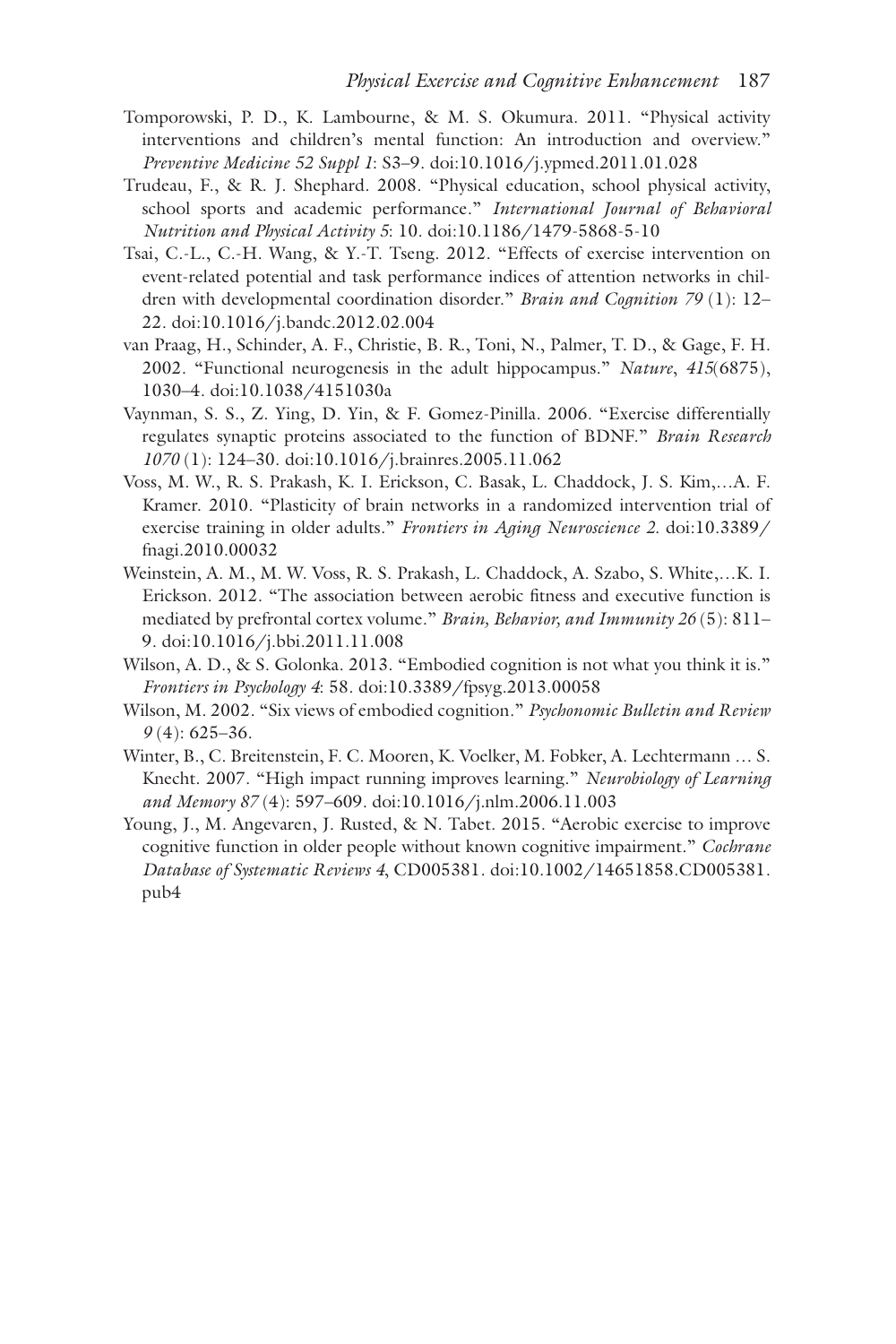Tomporowski, P. D., K. Lambourne, & M. S. Okumura. 2011. "Physical activity interventions and children's mental function: An introduction and overview." *Preventive Medicine 52 Suppl 1*: S3–9. doi:10.1016/j.ypmed.2011.01.028

Trudeau, F., & R. J. Shephard. 2008. "Physical education, school physical activity, school sports and academic performance." *International Journal of Behavioral Nutrition and Physical Activity 5*: 10. doi:10.1186/1479-5868-5-10

Tsai, C.-L., C.-H. Wang, & Y.-T. Tseng. 2012. "Effects of exercise intervention on event-related potential and task performance indices of attention networks in children with developmental coordination disorder." *Brain and Cognition 79* (1): 12–22. doi:10.1016/j.bandc.2012.02.004

van Praag, H., Schinder, A. F., Christie, B. R., Toni, N., Palmer, T. D., & Gage, F. H. 2002. "Functional neurogenesis in the adult hippocampus." *Nature*, *415*(6875), 1030–4. doi:10.1038/4151030a

Vaynman, S. S., Z. Ying, D. Yin, & F. Gomez-Pinilla. 2006. "Exercise differentially regulates synaptic proteins associated to the function of BDNF." *Brain Research 1070* (1): 124–30. doi:10.1016/j.brainres.2005.11.062

Voss, M. W., R. S. Prakash, K. I. Erickson, C. Basak, L. Chaddock, J. S. Kim,…A. F. Kramer. 2010. "Plasticity of brain networks in a randomized intervention trial of exercise training in older adults." *Frontiers in Aging Neuroscience 2*. doi:10.3389/fnagi.2010.00032

Weinstein, A. M., M. W. Voss, R. S. Prakash, L. Chaddock, A. Szabo, S. White,…K. I. Erickson. 2012. "The association between aerobic fitness and executive function is mediated by prefrontal cortex volume." *Brain, Behavior, and Immunity 26* (5): 811–9. doi:10.1016/j.bbi.2011.11.008

Wilson, A. D., & S. Golonka. 2013. "Embodied cognition is not what you think it is." *Frontiers in Psychology 4*: 58. doi:10.3389/fpsyg.2013.00058

Wilson, M. 2002. "Six views of embodied cognition." *Psychonomic Bulletin and Review 9* (4): 625–36.

Winter, B., C. Breitenstein, F. C. Mooren, K. Voelker, M. Fobker, A. Lechtermann … S. Knecht. 2007. "High impact running improves learning." *Neurobiology of Learning and Memory 87* (4): 597–609. doi:10.1016/j.nlm.2006.11.003

Young, J., M. Angevaren, J. Rusted, & N. Tabet. 2015. "Aerobic exercise to improve cognitive function in older people without known cognitive impairment." *Cochrane Database of Systematic Reviews 4*, CD005381. doi:10.1002/14651858.CD005381.pub4